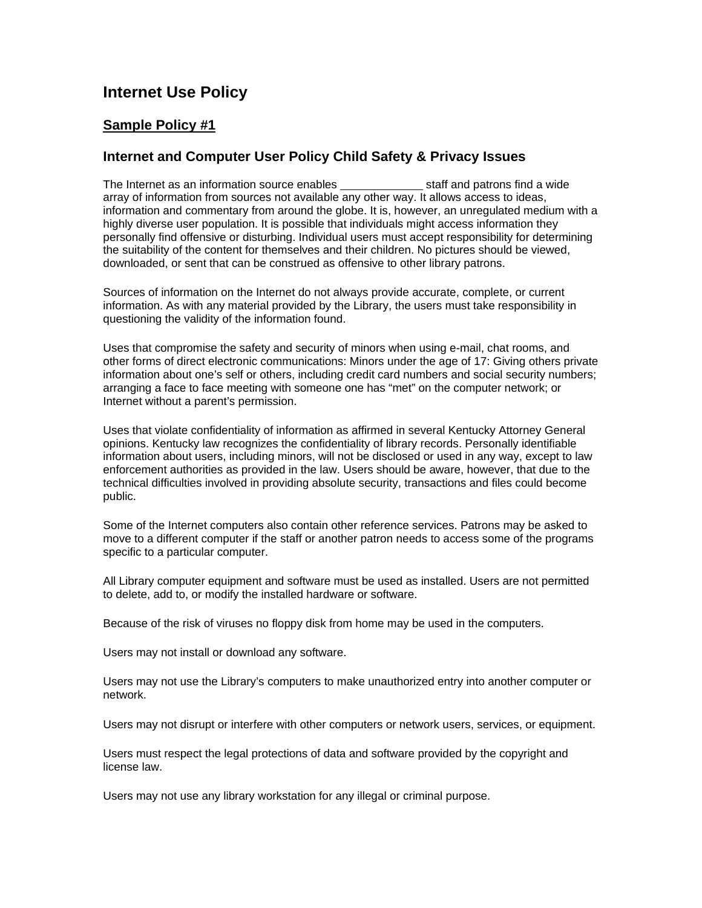# Internet Use Policy

## Sample Policy #1

### Internet and Computer User Policy Child Safety & Privacy Issues

The Internet as an information source enables _____________ staff and patrons find a wide array of information from sources not available any other way. It allows access to ideas, information and commentary from around the globe. It is, however, an unregulated medium with a highly diverse user population. It is possible that individuals might access information they personally find offensive or disturbing. Individual users must accept responsibility for determining the suitability of the content for themselves and their children. No pictures should be viewed, downloaded, or sent that can be construed as offensive to other library patrons.

Sources of information on the Internet do not always provide accurate, complete, or current information. As with any material provided by the Library, the users must take responsibility in questioning the validity of the information found.

Uses that compromise the safety and security of minors when using e-mail, chat rooms, and other forms of direct electronic communications: Minors under the age of 17: Giving others private information about one's self or others, including credit card numbers and social security numbers; arranging a face to face meeting with someone one has "met" on the computer network; or Internet without a parent's permission.

Uses that violate confidentiality of information as affirmed in several Kentucky Attorney General opinions. Kentucky law recognizes the confidentiality of library records. Personally identifiable information about users, including minors, will not be disclosed or used in any way, except to law enforcement authorities as provided in the law. Users should be aware, however, that due to the technical difficulties involved in providing absolute security, transactions and files could become public.

Some of the Internet computers also contain other reference services. Patrons may be asked to move to a different computer if the staff or another patron needs to access some of the programs specific to a particular computer.

All Library computer equipment and software must be used as installed. Users are not permitted to delete, add to, or modify the installed hardware or software.

Because of the risk of viruses no floppy disk from home may be used in the computers.

Users may not install or download any software.

Users may not use the Library's computers to make unauthorized entry into another computer or network.

Users may not disrupt or interfere with other computers or network users, services, or equipment.

Users must respect the legal protections of data and software provided by the copyright and license law.

Users may not use any library workstation for any illegal or criminal purpose.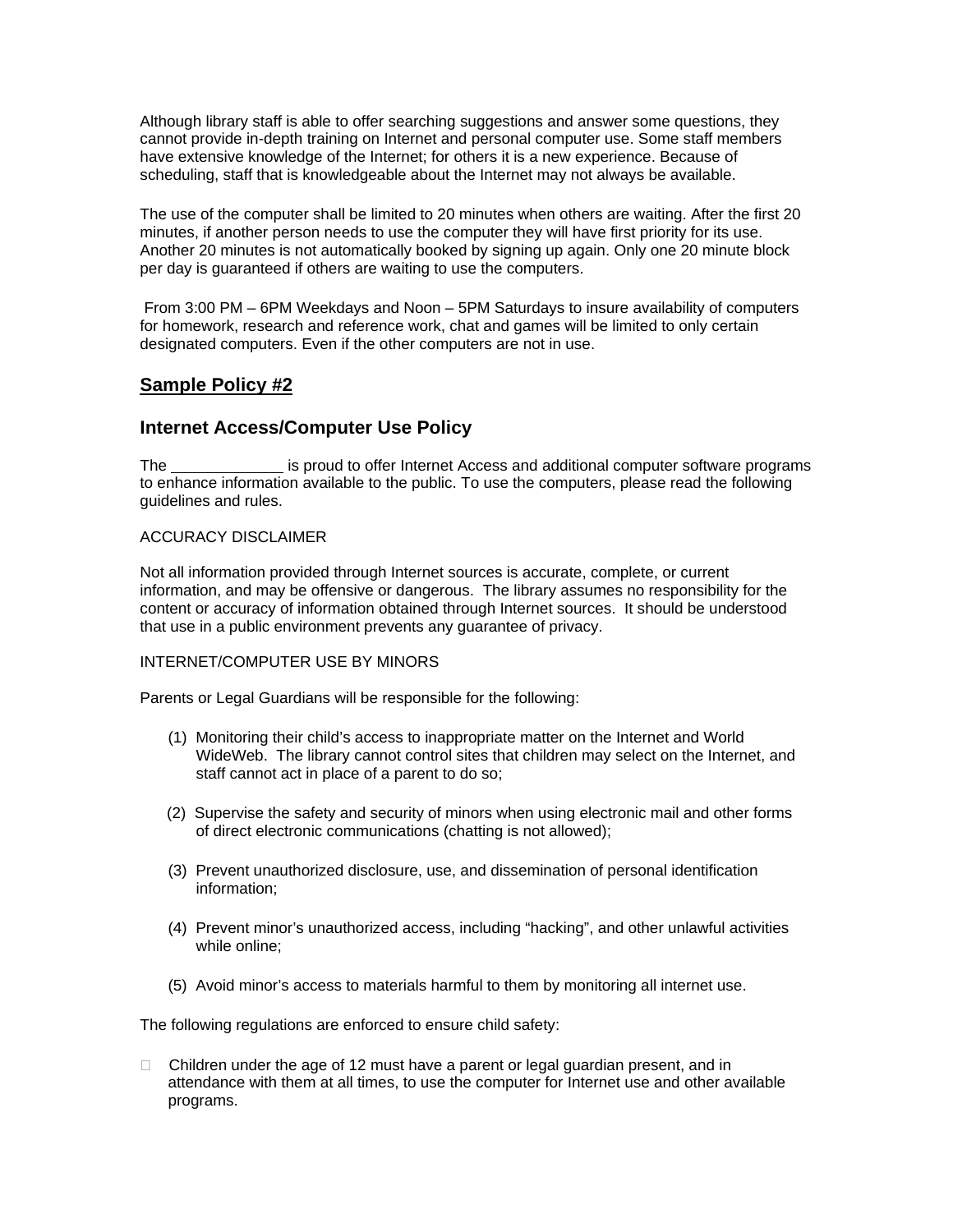Although library staff is able to offer searching suggestions and answer some questions, they cannot provide in-depth training on Internet and personal computer use. Some staff members have extensive knowledge of the Internet; for others it is a new experience. Because of scheduling, staff that is knowledgeable about the Internet may not always be available.

The use of the computer shall be limited to 20 minutes when others are waiting. After the first 20 minutes, if another person needs to use the computer they will have first priority for its use. Another 20 minutes is not automatically booked by signing up again. Only one 20 minute block per day is guaranteed if others are waiting to use the computers.

From 3:00 PM – 6PM Weekdays and Noon – 5PM Saturdays to insure availability of computers for homework, research and reference work, chat and games will be limited to only certain designated computers. Even if the other computers are not in use.

## **Sample Policy #2**

## Internet Access/Computer Use Policy

The _____________ is proud to offer Internet Access and additional computer software programs to enhance information available to the public. To use the computers, please read the following guidelines and rules.

ACCURACY DISCLAIMER

Not all information provided through Internet sources is accurate, complete, or current information, and may be offensive or dangerous. The library assumes no responsibility for the content or accuracy of information obtained through Internet sources. It should be understood that use in a public environment prevents any guarantee of privacy.

INTERNET/COMPUTER USE BY MINORS

Parents or Legal Guardians will be responsible for the following:

(1) Monitoring their child's access to inappropriate matter on the Internet and World WideWeb. The library cannot control sites that children may select on the Internet, and staff cannot act in place of a parent to do so;

(2) Supervise the safety and security of minors when using electronic mail and other forms of direct electronic communications (chatting is not allowed);

(3) Prevent unauthorized disclosure, use, and dissemination of personal identification information;

(4) Prevent minor's unauthorized access, including "hacking", and other unlawful activities while online;

(5) Avoid minor's access to materials harmful to them by monitoring all internet use.

The following regulations are enforced to ensure child safety:

- Children under the age of 12 must have a parent or legal guardian present, and in attendance with them at all times, to use the computer for Internet use and other available programs.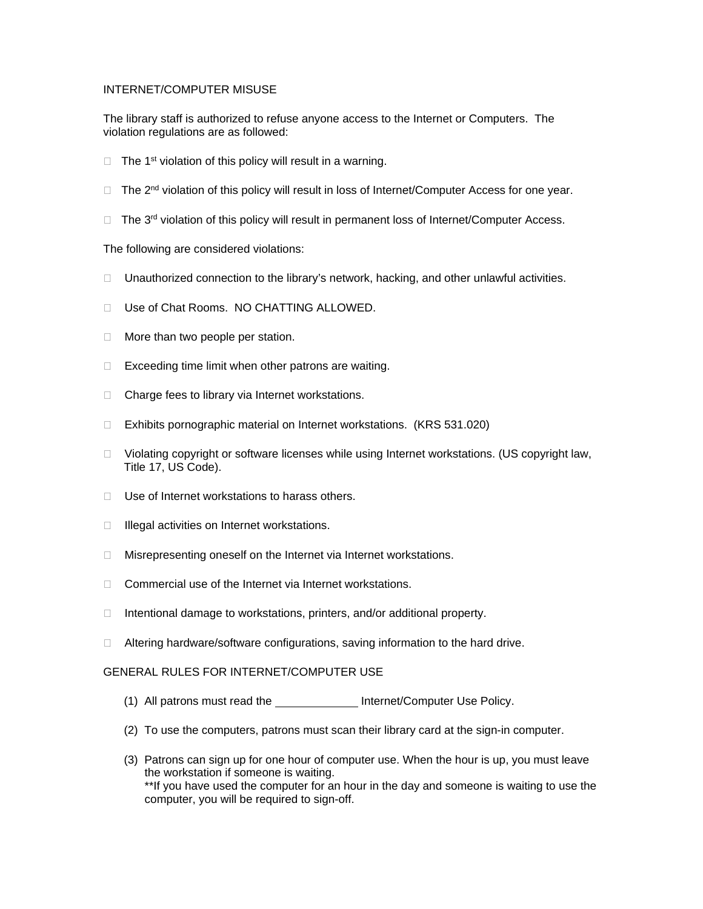## INTERNET/COMPUTER MISUSE

The library staff is authorized to refuse anyone access to the Internet or Computers. The violation regulations are as followed:

- The 1st violation of this policy will result in a warning.
- The 2nd violation of this policy will result in loss of Internet/Computer Access for one year.
- The 3rd violation of this policy will result in permanent loss of Internet/Computer Access.

The following are considered violations:

- Unauthorized connection to the library's network, hacking, and other unlawful activities.
- Use of Chat Rooms. NO CHATTING ALLOWED.
- More than two people per station.
- Exceeding time limit when other patrons are waiting.
- Charge fees to library via Internet workstations.
- Exhibits pornographic material on Internet workstations. (KRS 531.020)
- Violating copyright or software licenses while using Internet workstations. (US copyright law, Title 17, US Code).
- Use of Internet workstations to harass others.
- Illegal activities on Internet workstations.
- Misrepresenting oneself on the Internet via Internet workstations.
- Commercial use of the Internet via Internet workstations.
- Intentional damage to workstations, printers, and/or additional property.
- Altering hardware/software configurations, saving information to the hard drive.

## GENERAL RULES FOR INTERNET/COMPUTER USE

(1) All patrons must read the ____________ Internet/Computer Use Policy.

(2) To use the computers, patrons must scan their library card at the sign-in computer.

(3) Patrons can sign up for one hour of computer use. When the hour is up, you must leave the workstation if someone is waiting.
**If you have used the computer for an hour in the day and someone is waiting to use the computer, you will be required to sign-off.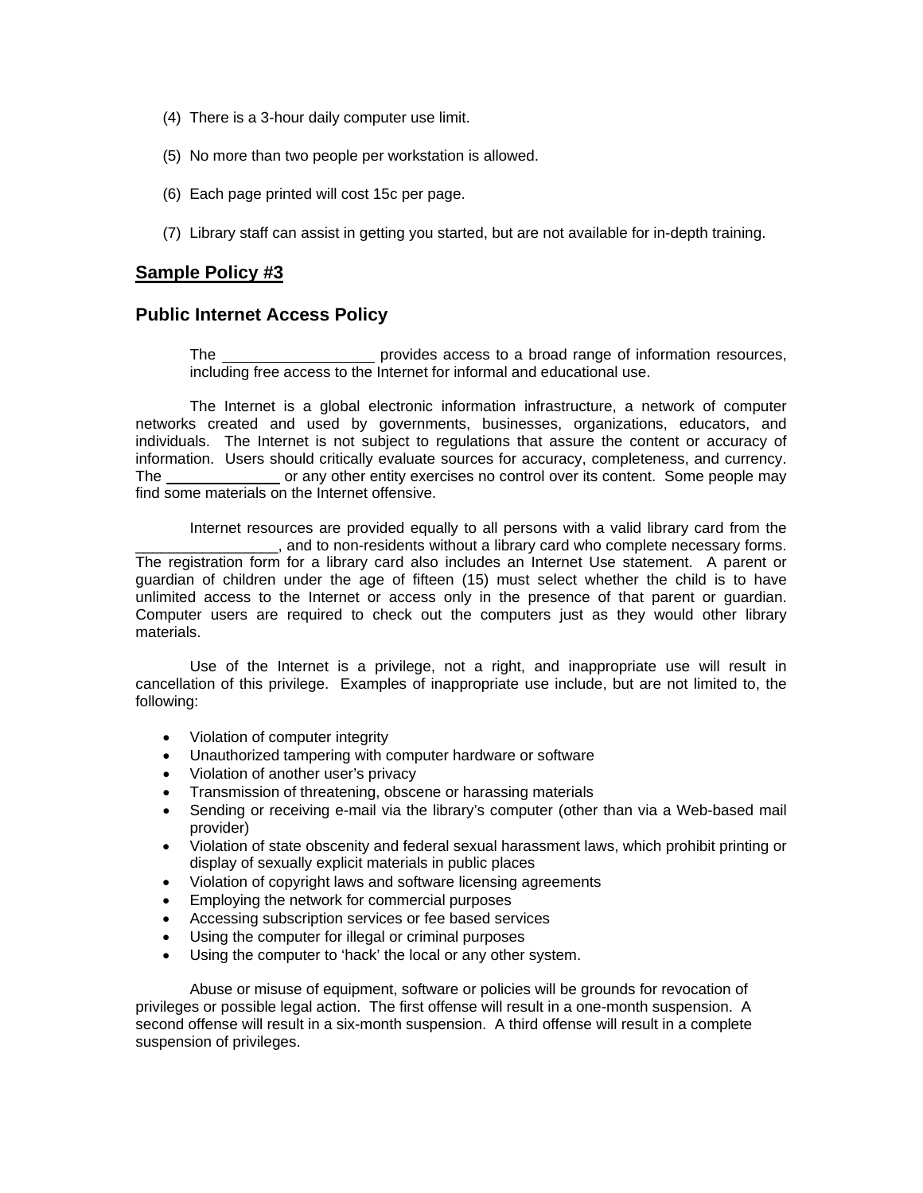(4) There is a 3-hour daily computer use limit.

(5) No more than two people per workstation is allowed.

(6) Each page printed will cost 15c per page.

(7) Library staff can assist in getting you started, but are not available for in-depth training.

## **Sample Policy #3**

### Public Internet Access Policy

The __________________ provides access to a broad range of information resources, including free access to the Internet for informal and educational use.

The Internet is a global electronic information infrastructure, a network of computer networks created and used by governments, businesses, organizations, educators, and individuals. The Internet is not subject to regulations that assure the content or accuracy of information. Users should critically evaluate sources for accuracy, completeness, and currency. The ______________ or any other entity exercises no control over its content. Some people may find some materials on the Internet offensive.

Internet resources are provided equally to all persons with a valid library card from the _________________, and to non-residents without a library card who complete necessary forms. The registration form for a library card also includes an Internet Use statement. A parent or guardian of children under the age of fifteen (15) must select whether the child is to have unlimited access to the Internet or access only in the presence of that parent or guardian. Computer users are required to check out the computers just as they would other library materials.

Use of the Internet is a privilege, not a right, and inappropriate use will result in cancellation of this privilege. Examples of inappropriate use include, but are not limited to, the following:

- Violation of computer integrity
- Unauthorized tampering with computer hardware or software
- Violation of another user's privacy
- Transmission of threatening, obscene or harassing materials
- Sending or receiving e-mail via the library's computer (other than via a Web-based mail provider)
- Violation of state obscenity and federal sexual harassment laws, which prohibit printing or display of sexually explicit materials in public places
- Violation of copyright laws and software licensing agreements
- Employing the network for commercial purposes
- Accessing subscription services or fee based services
- Using the computer for illegal or criminal purposes
- Using the computer to 'hack' the local or any other system.

Abuse or misuse of equipment, software or policies will be grounds for revocation of privileges or possible legal action. The first offense will result in a one-month suspension. A second offense will result in a six-month suspension. A third offense will result in a complete suspension of privileges.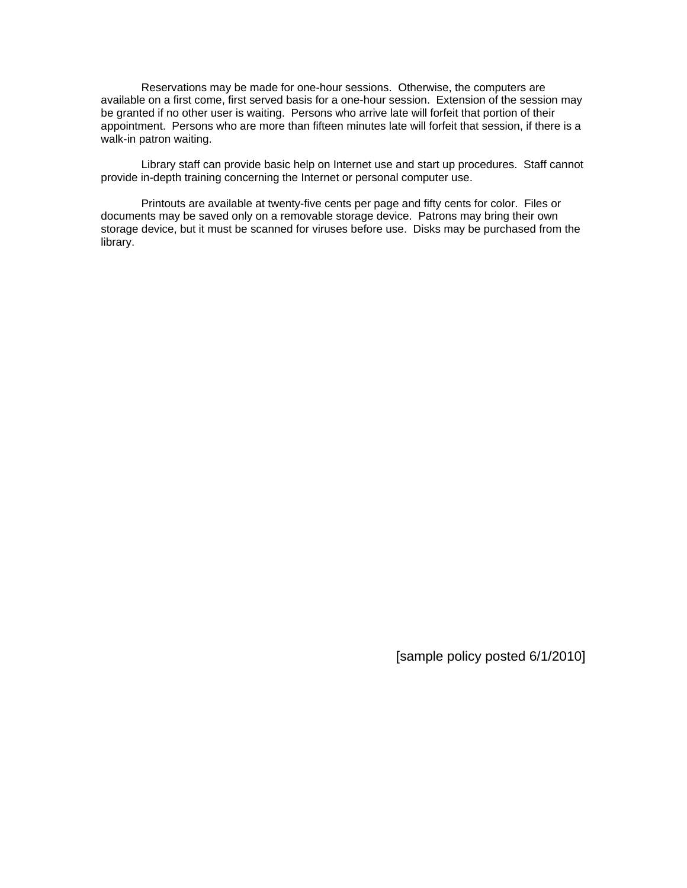Reservations may be made for one-hour sessions. Otherwise, the computers are available on a first come, first served basis for a one-hour session. Extension of the session may be granted if no other user is waiting. Persons who arrive late will forfeit that portion of their appointment. Persons who are more than fifteen minutes late will forfeit that session, if there is a walk-in patron waiting.

Library staff can provide basic help on Internet use and start up procedures. Staff cannot provide in-depth training concerning the Internet or personal computer use.

Printouts are available at twenty-five cents per page and fifty cents for color. Files or documents may be saved only on a removable storage device. Patrons may bring their own storage device, but it must be scanned for viruses before use. Disks may be purchased from the library.

[sample policy posted 6/1/2010]